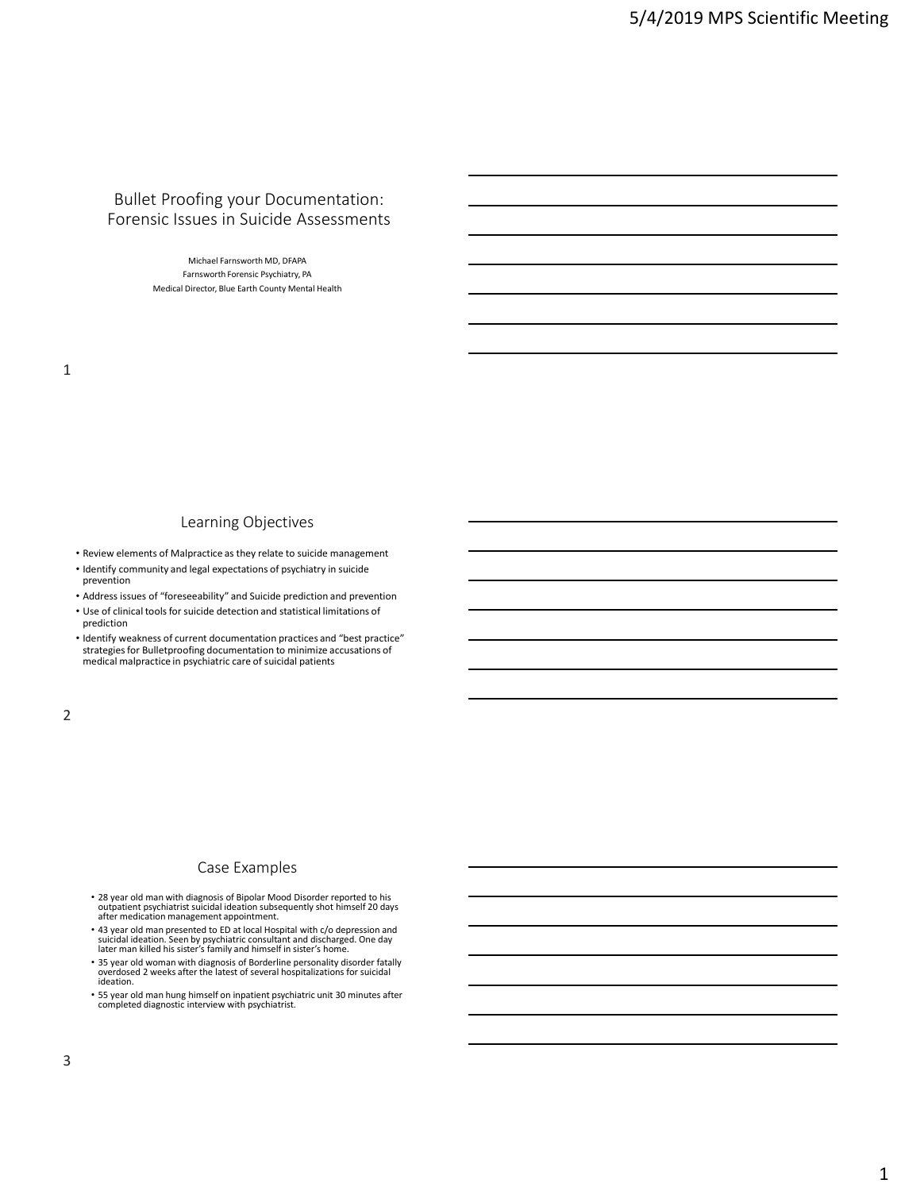# Bullet Proofing your Documentation: Forensic Issues in Suicide Assessments

Michael Farnsworth MD, DFAPA
Farnsworth Forensic Psychiatry, PA
Medical Director, Blue Earth County Mental Health

## Learning Objectives

- Review elements of Malpractice as they relate to suicide management
- Identify community and legal expectations of psychiatry in suicide prevention
- Address issues of "foreseeability" and Suicide prediction and prevention
- Use of clinical tools for suicide detection and statistical limitations of prediction
- Identify weakness of current documentation practices and "best practice" strategies for Bulletproofing documentation to minimize accusations of medical malpractice in psychiatric care of suicidal patients

## Case Examples

- 28 year old man with diagnosis of Bipolar Mood Disorder reported to his outpatient psychiatrist suicidal ideation subsequently shot himself 20 days after medication management appointment.
- 43 year old man presented to ED at local Hospital with c/o depression and suicidal ideation. Seen by psychiatric consultant and discharged. One day later man killed his sister's family and himself in sister's home.
- 35 year old woman with diagnosis of Borderline personality disorder fatally overdosed 2 weeks after the latest of several hospitalizations for suicidal ideation.
- 55 year old man hung himself on inpatient psychiatric unit 30 minutes after completed diagnostic interview with psychiatrist.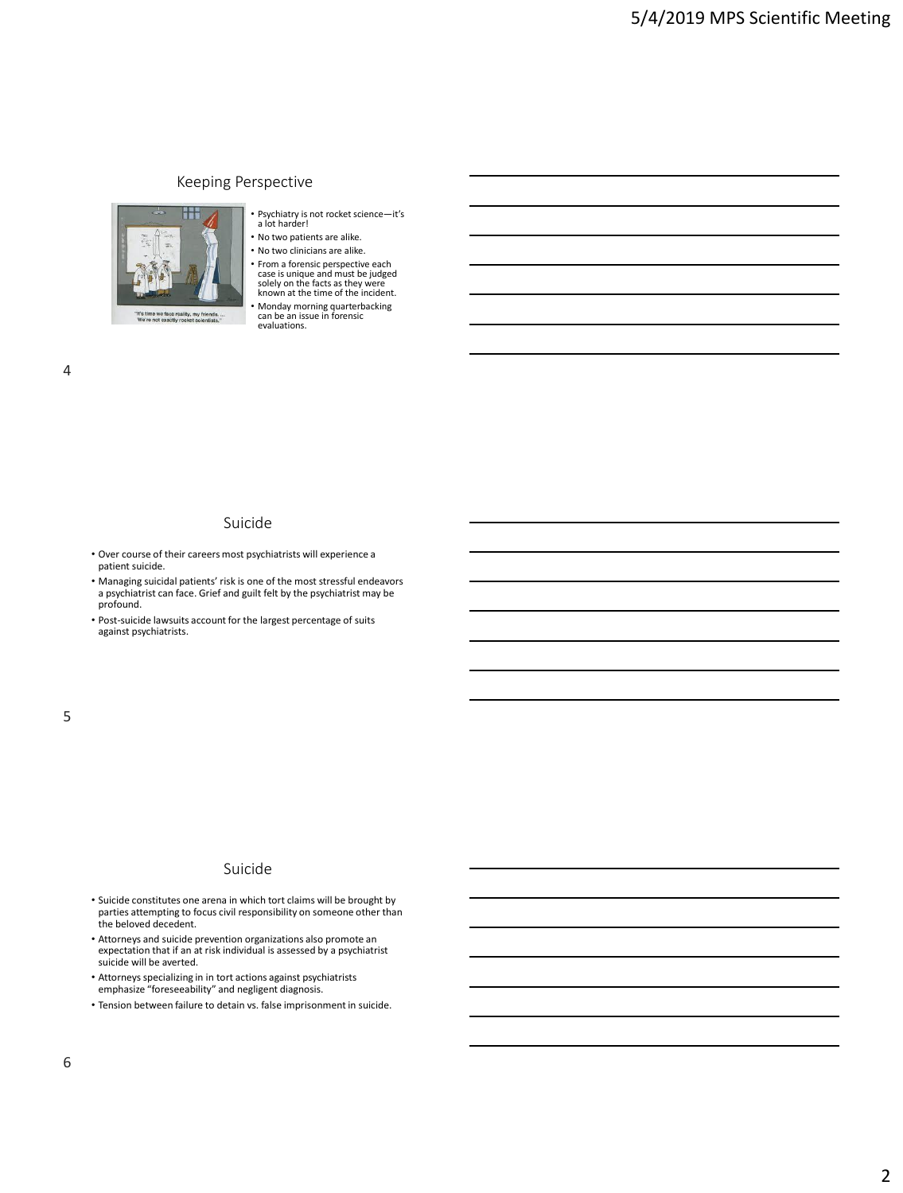## Keeping Perspective

- Psychiatry is not rocket science—it's a lot harder!
- No two patients are alike.
- No two clinicians are alike.
- From a forensic perspective each case is unique and must be judged solely on the facts as they were known at the time of the incident.
- Monday morning quarterbacking can be an issue in forensic evaluations.

## Suicide

- Over course of their careers most psychiatrists will experience a patient suicide.
- Managing suicidal patients' risk is one of the most stressful endeavors a psychiatrist can face. Grief and guilt felt by the psychiatrist may be profound.
- Post-suicide lawsuits account for the largest percentage of suits against psychiatrists.

## Suicide

- Suicide constitutes one arena in which tort claims will be brought by parties attempting to focus civil responsibility on someone other than the beloved decedent.
- Attorneys and suicide prevention organizations also promote an expectation that if an at risk individual is assessed by a psychiatrist suicide will be averted.
- Attorneys specializing in in tort actions against psychiatrists emphasize "foreseeability" and negligent diagnosis.
- Tension between failure to detain vs. false imprisonment in suicide.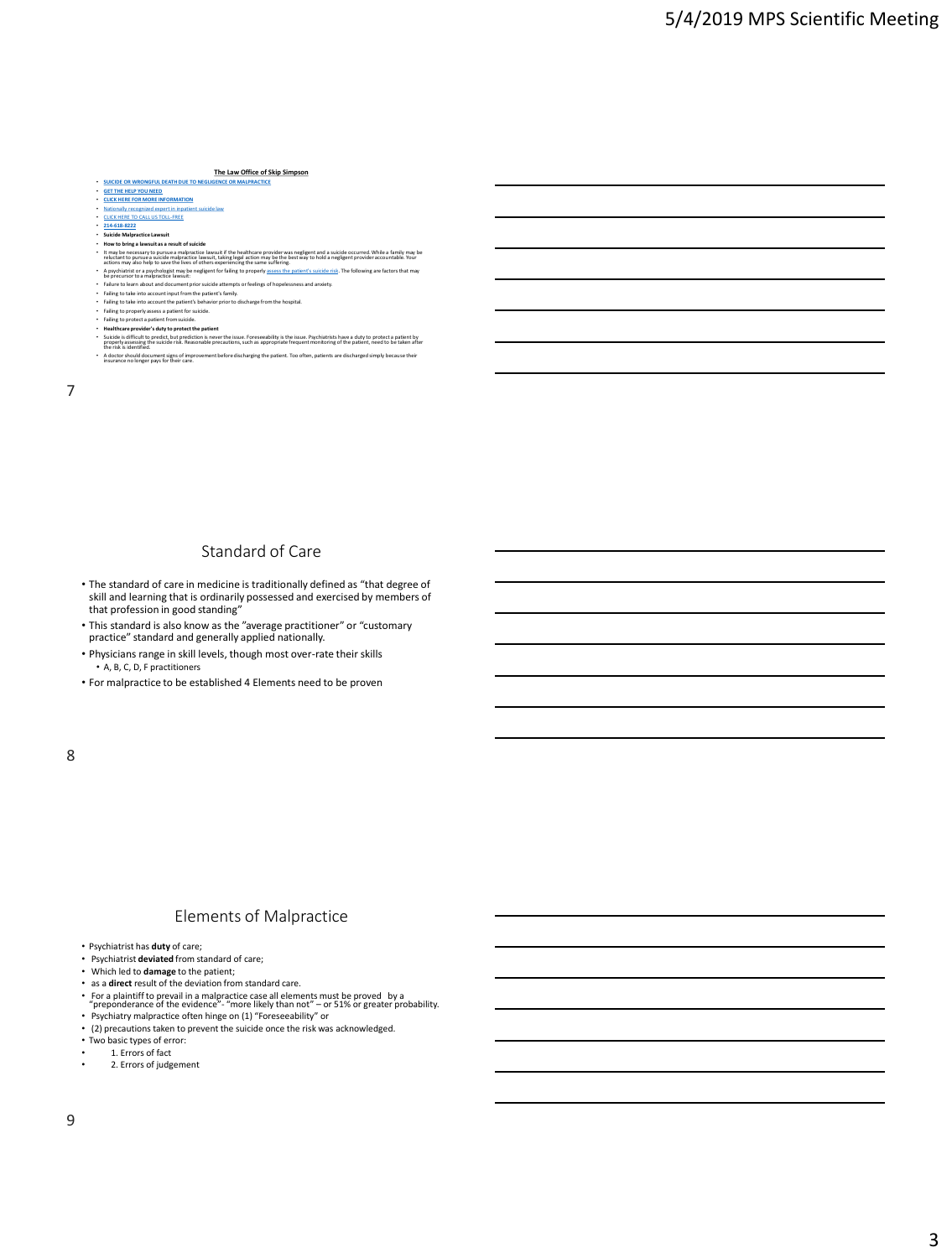## The Law Office of Skip Simpson

- **SUICIDE OR WRONGFUL DEATH DUE TO NEGLIGENCE OR MALPRACTICE**
- **GET THE HELP YOU NEED**
- **CLICK HERE FOR MORE INFORMATION**
- Nationally recognized expert in inpatient suicide law
- CLICK HERE TO CALL US TOLL-FREE
- **214-618-8222**
- **Suicide Malpractice Lawsuit**
- **How to bring a lawsuit as a result of suicide**
- It may be necessary to pursue a malpractice lawsuit if the healthcare provider was negligent and a suicide occurred. While a family may be reluctant to pursue a suicide malpractice lawsuit, taking legal action may be the best way to hold a negligent provider accountable. Your actions may also help to save the lives of others experiencing the same suffering.
- A psychiatrist or a psychologist may be negligent for failing to properly assess the patient's suicide risk. The following are factors that may be precursor to a malpractice lawsuit:
- Failure to learn about and document prior suicide attempts or feelings of hopelessness and anxiety.
- Failing to take into account input from the patient's family.
- Failing to take into account the patient's behavior prior to discharge from the hospital.
- Failing to properly assess a patient for suicide.
- Failing to protect a patient from suicide.
- **Healthcare provider's duty to protect the patient**
- Suicide is difficult to predict, but prediction is never the issue. Foreseeability is the issue. Psychiatrists have a duty to protect a patient by properly assessing the suicide risk. Reasonable precautions, such as appropriate frequent monitoring of the patient, need to be taken after the risk is identified.
- A doctor should document signs of improvement before discharging the patient. Too often, patients are discharged simply because their insurance no longer pays for their care.

## Standard of Care

- The standard of care in medicine is traditionally defined as "that degree of skill and learning that is ordinarily possessed and exercised by members of that profession in good standing"
- This standard is also know as the "average practitioner" or "customary practice" standard and generally applied nationally.
- Physicians range in skill levels, though most over-rate their skills
  - A, B, C, D, F practitioners
- For malpractice to be established 4 Elements need to be proven

## Elements of Malpractice

- Psychiatrist has **duty** of care;
- Psychiatrist **deviated** from standard of care;
- Which led to **damage** to the patient;
- as a **direct** result of the deviation from standard care.
- For a plaintiff to prevail in a malpractice case all elements must be proved by a "preponderance of the evidence"- "more likely than not" – or 51% or greater probability.
- Psychiatry malpractice often hinge on (1) "Foreseeability" or
- (2) precautions taken to prevent the suicide once the risk was acknowledged.
- Two basic types of error:
  1. Errors of fact
  2. Errors of judgement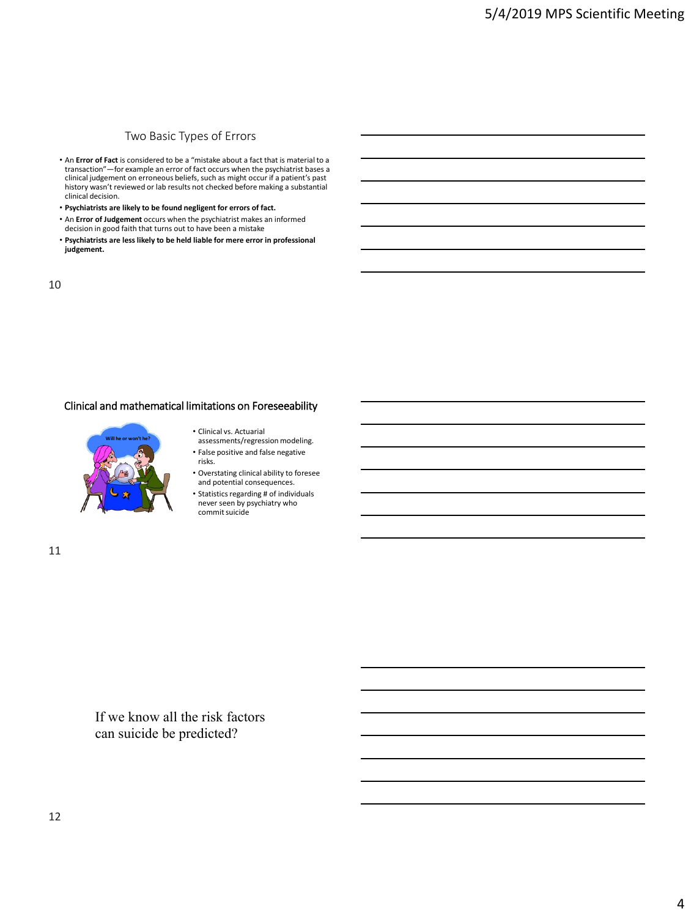## Two Basic Types of Errors

- An **Error of Fact** is considered to be a "mistake about a fact that is material to a transaction"—for example an error of fact occurs when the psychiatrist bases a clinical judgement on erroneous beliefs, such as might occur if a patient's past history wasn't reviewed or lab results not checked before making a substantial clinical decision.
- **Psychiatrists are likely to be found negligent for errors of fact.**
- An **Error of Judgement** occurs when the psychiatrist makes an informed decision in good faith that turns out to have been a mistake
- **Psychiatrists are less likely to be held liable for mere error in professional judgement.**

## Clinical and mathematical limitations on Foreseeability

- Clinical vs. Actuarial assessments/regression modeling.
- False positive and false negative risks.
- Overstating clinical ability to foresee and potential consequences.
- Statistics regarding # of individuals never seen by psychiatry who commit suicide

## If we know all the risk factors can suicide be predicted?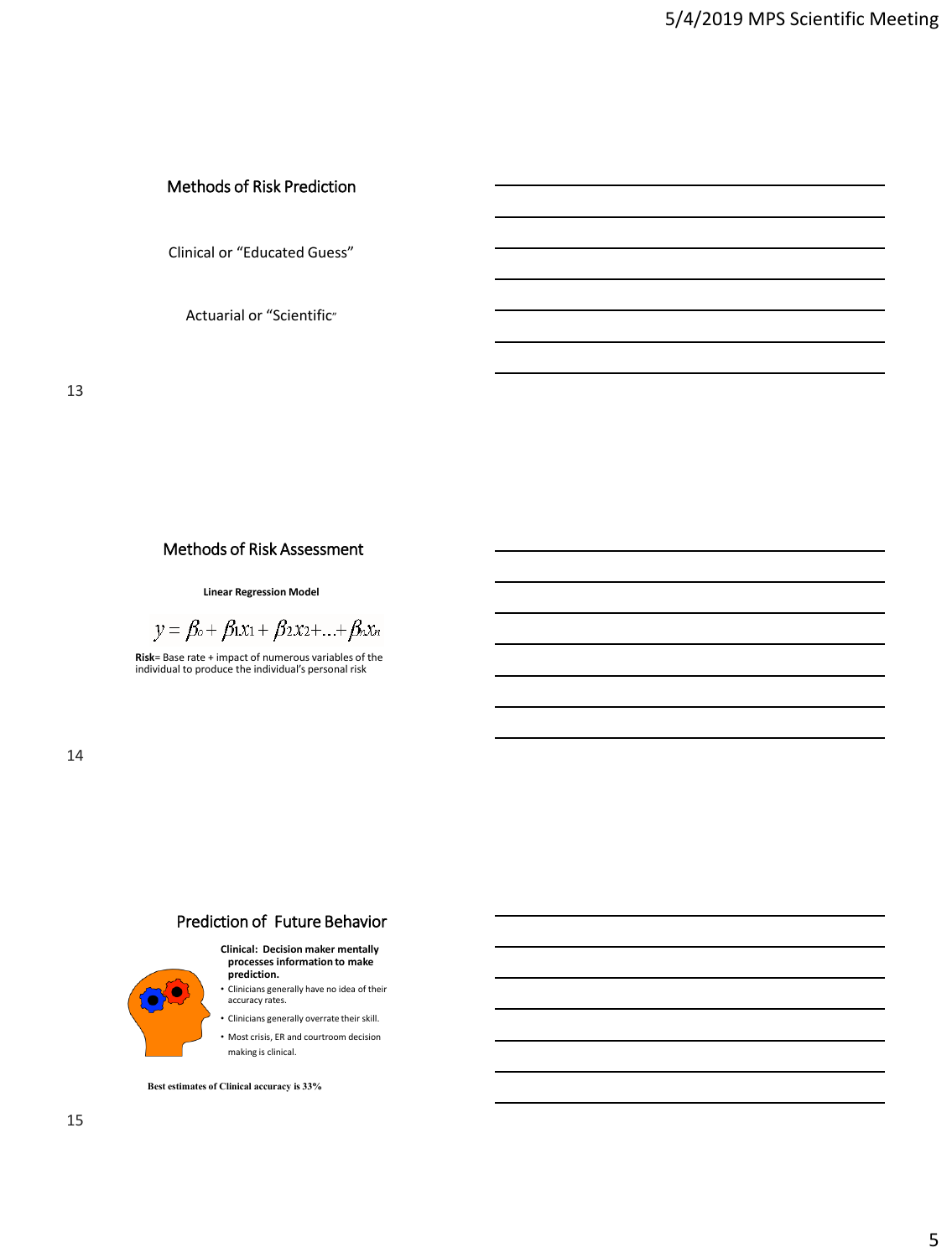## Methods of Risk Prediction

Clinical or "Educated Guess"

Actuarial or "Scientific"

## Methods of Risk Assessment

**Linear Regression Model**

$$y = \beta_0 + \beta_1 x_1 + \beta_2 x_2 + \ldots + \beta_n x_n$$

**Risk**= Base rate + impact of numerous variables of the individual to produce the individual's personal risk

## Prediction of Future Behavior

**Clinical: Decision maker mentally processes information to make prediction.**

- Clinicians generally have no idea of their accuracy rates.
- Clinicians generally overrate their skill.
- Most crisis, ER and courtroom decision making is clinical.

**Best estimates of Clinical accuracy is 33%**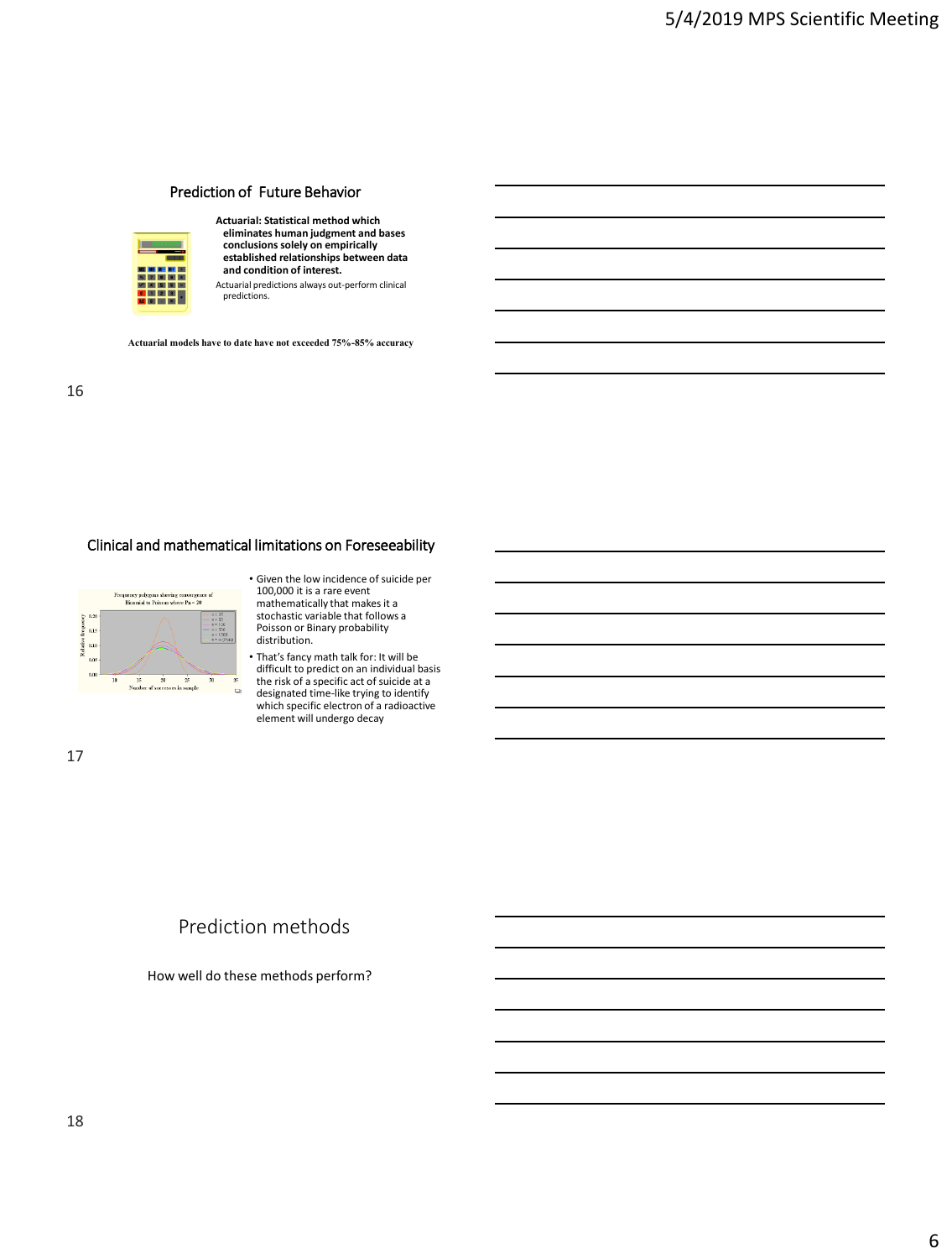## Prediction of Future Behavior

**Actuarial: Statistical method which eliminates human judgment and bases conclusions solely on empirically established relationships between data and condition of interest.**

Actuarial predictions always out-perform clinical predictions.

**Actuarial models have to date have not exceeded 75%-85% accuracy**

## Clinical and mathematical limitations on Foreseeability

- Given the low incidence of suicide per 100,000 it is a rare event mathematically that makes it a stochastic variable that follows a Poisson or Binary probability distribution.
- That's fancy math talk for: It will be difficult to predict on an individual basis the risk of a specific act of suicide at a designated time-like trying to identify which specific electron of a radioactive element will undergo decay

## Prediction methods

How well do these methods perform?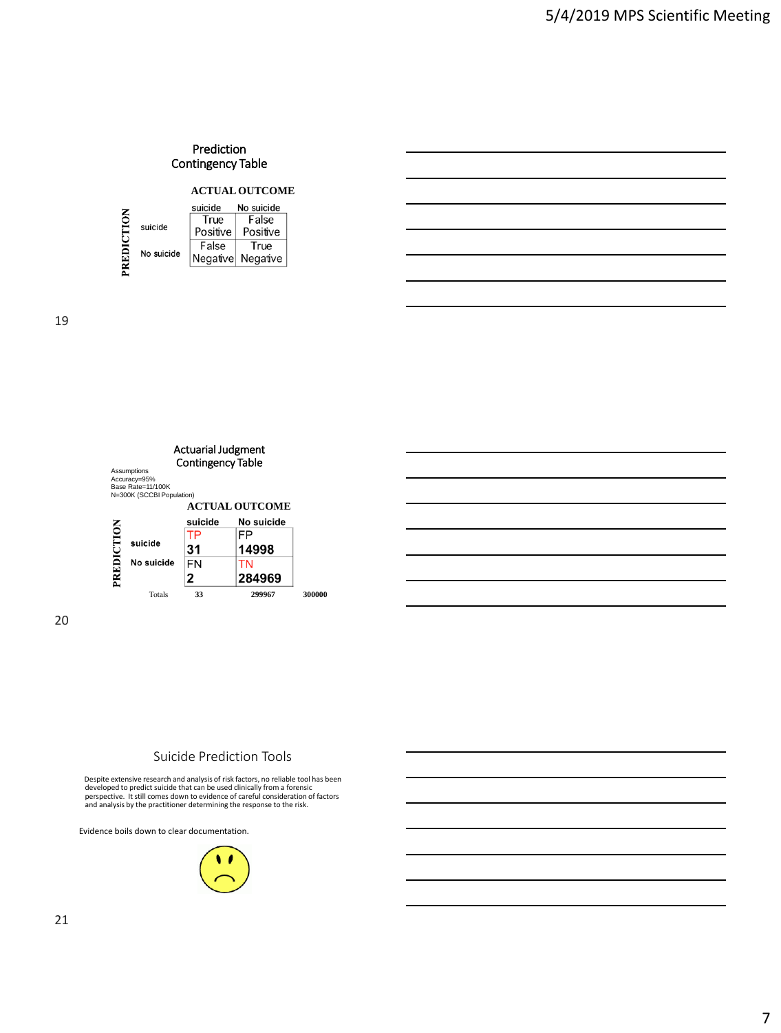## Prediction Contingency Table

| PREDICTION | ACTUAL OUTCOME: suicide | ACTUAL OUTCOME: No suicide |
|---|---|---|
| suicide | True Positive | False Positive |
| No suicide | False Negative | True Negative |

## Actuarial Judgment Contingency Table

Assumptions
Accuracy=95%
Base Rate=11/100K
N=300K (SCCBI Population)

| PREDICTION | ACTUAL OUTCOME: suicide | ACTUAL OUTCOME: No suicide | |
|---|---|---|---|
| suicide | TP 31 | FP 14998 | |
| No suicide | FN 2 | TN 284969 | |
| Totals | 33 | 299967 | 300000 |

## Suicide Prediction Tools

Despite extensive research and analysis of risk factors, no reliable tool has been developed to predict suicide that can be used clinically from a forensic perspective. It still comes down to evidence of careful consideration of factors and analysis by the practitioner determining the response to the risk.

Evidence boils down to clear documentation.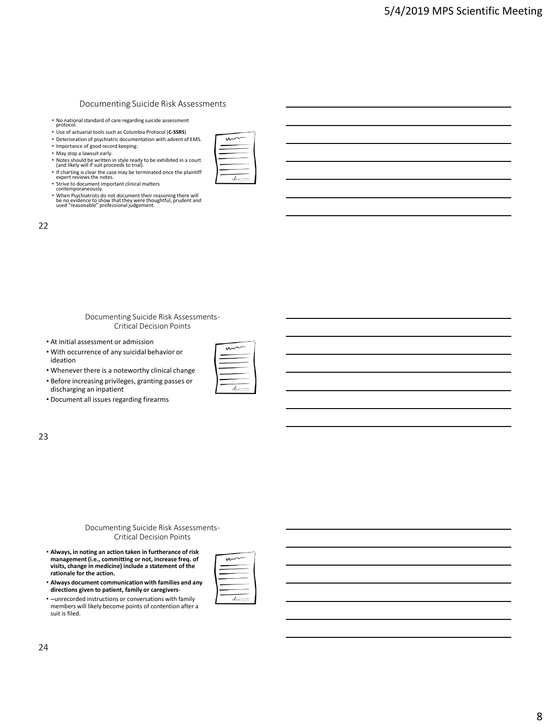## Documenting Suicide Risk Assessments

- No national standard of care regarding suicide assessment protocol.
- Use of actuarial tools such as Columbia Protocol (**C-SSRS**)
- Deterioration of psychiatric documentation with advent of EMS.
- Importance of good record keeping:
- May stop a lawsuit early.
- Notes should be written in style ready to be exhibited in a court (and likely will if suit proceeds to trial).
- If charting is clear the case may be terminated once the plaintiff expert reviews the notes.
- Strive to document important clinical matters contemporaneously.
- When Psychiatrists do not document their reasoning there will be no evidence to show that they were thoughtful, prudent and used "reasonable" professional judgement.

## Documenting Suicide Risk Assessments- Critical Decision Points

- At initial assessment or admission
- With occurrence of any suicidal behavior or ideation
- Whenever there is a noteworthy clinical change
- Before increasing privileges, granting passes or discharging an inpatient
- Document all issues regarding firearms

## Documenting Suicide Risk Assessments- Critical Decision Points

- **Always, in noting an action taken in furtherance of risk management (i.e., committing or not, increase freq. of visits, change in medicine) include a statement of the rationale for the action.**
- **Always document communication with families and any directions given to patient, family or caregivers**-
- --unrecorded instructions or conversations with family members will likely become points of contention after a suit is filed.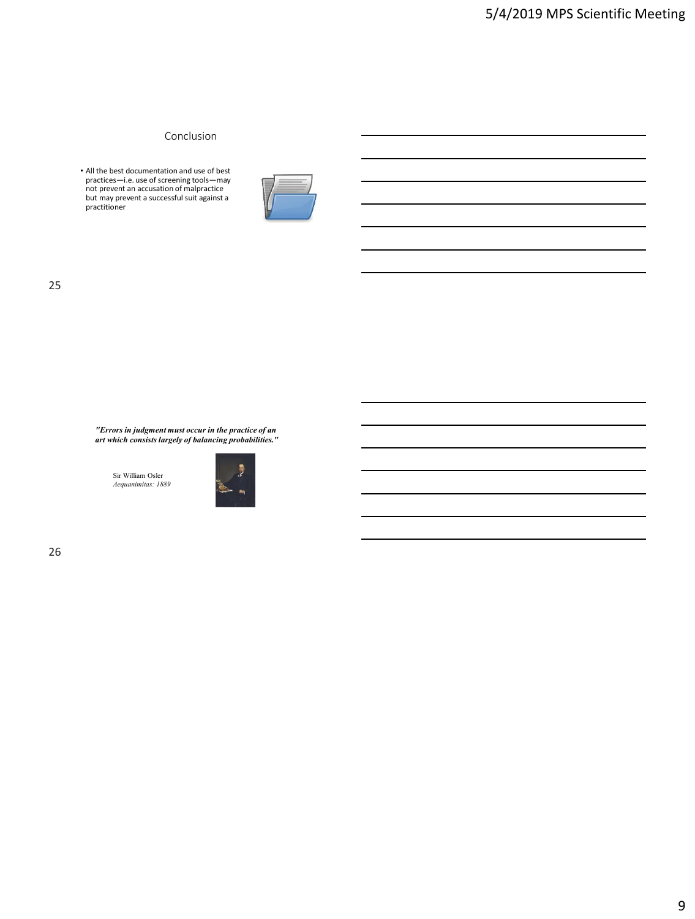## Conclusion

- All the best documentation and use of best practices—i.e. use of screening tools—may not prevent an accusation of malpractice but may prevent a successful suit against a practitioner

***"Errors in judgment must occur in the practice of an art which consists largely of balancing probabilities."***

Sir William Osler
*Aequanimitas: 1889*